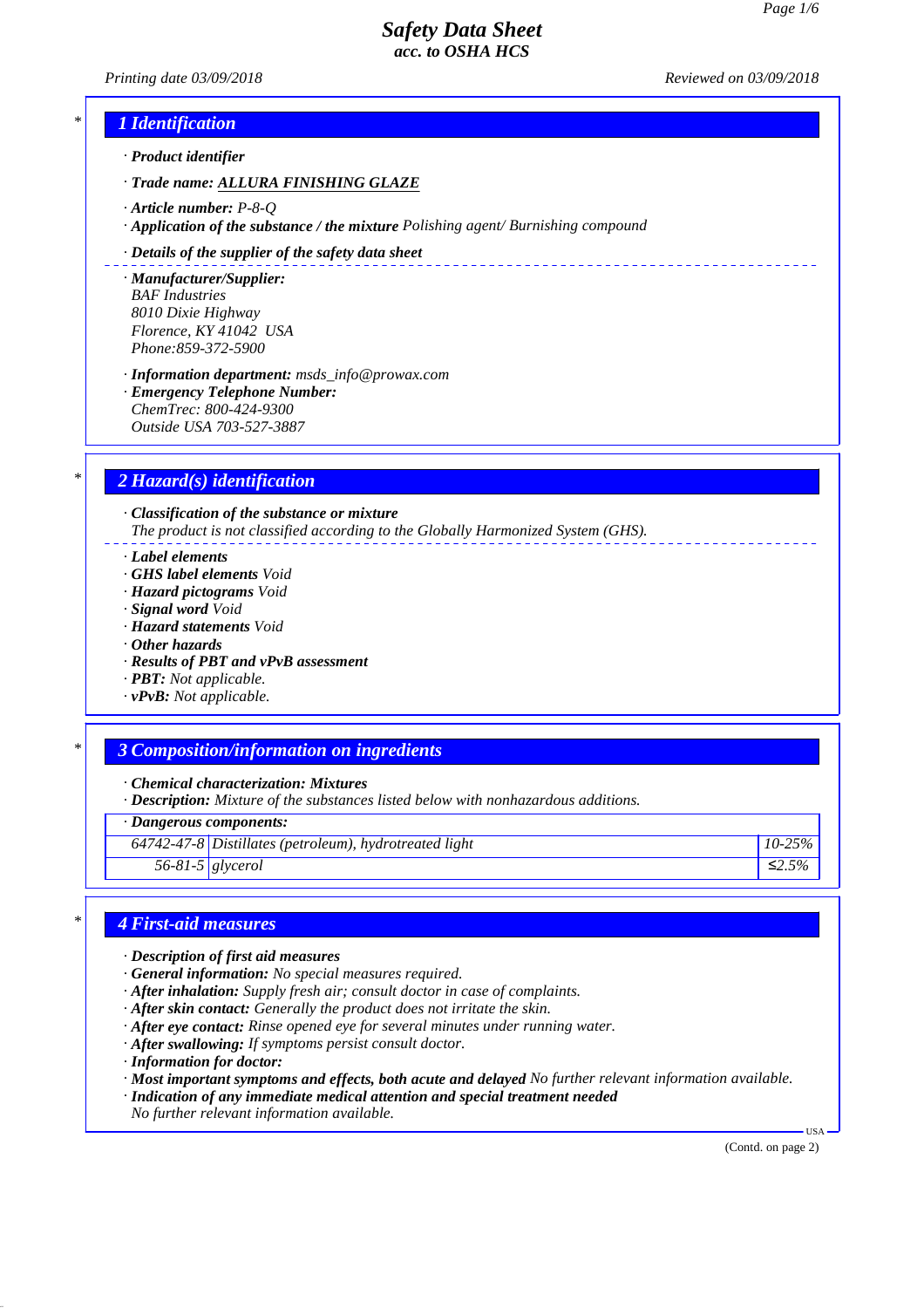# Safety Data Sheet
## acc. to OSHA HCS

Printing date 03/09/2018 Reviewed on 03/09/2018

## 1 Identification

· **Product identifier**

· **Trade name:** **ALLURA FINISHING GLAZE**

· **Article number:** P-8-Q
· **Application of the substance / the mixture** Polishing agent/ Burnishing compound

· **Details of the supplier of the safety data sheet**

· **Manufacturer/Supplier:**
BAF Industries
8010 Dixie Highway
Florence, KY 41042 USA
Phone:859-372-5900

· **Information department:** msds_info@prowax.com
· **Emergency Telephone Number:**
ChemTrec: 800-424-9300
Outside USA 703-527-3887

## 2 Hazard(s) identification

· **Classification of the substance or mixture**
The product is not classified according to the Globally Harmonized System (GHS).

· **Label elements**
· **GHS label elements** Void
· **Hazard pictograms** Void
· **Signal word** Void
· **Hazard statements** Void
· **Other hazards**
· **Results of PBT and vPvB assessment**
· **PBT:** Not applicable.
· **vPvB:** Not applicable.

## 3 Composition/information on ingredients

· **Chemical characterization: Mixtures**
· **Description:** Mixture of the substances listed below with nonhazardous additions.

| · Dangerous components: | | |
|---|---|---|
| 64742-47-8 | Distillates (petroleum), hydrotreated light | 10-25% |
| 56-81-5 | glycerol | ≤2.5% |

## 4 First-aid measures

· **Description of first aid measures**
· **General information:** No special measures required.
· **After inhalation:** Supply fresh air; consult doctor in case of complaints.
· **After skin contact:** Generally the product does not irritate the skin.
· **After eye contact:** Rinse opened eye for several minutes under running water.
· **After swallowing:** If symptoms persist consult doctor.
· **Information for doctor:**
· **Most important symptoms and effects, both acute and delayed** No further relevant information available.
· **Indication of any immediate medical attention and special treatment needed**
No further relevant information available.

(Contd. on page 2)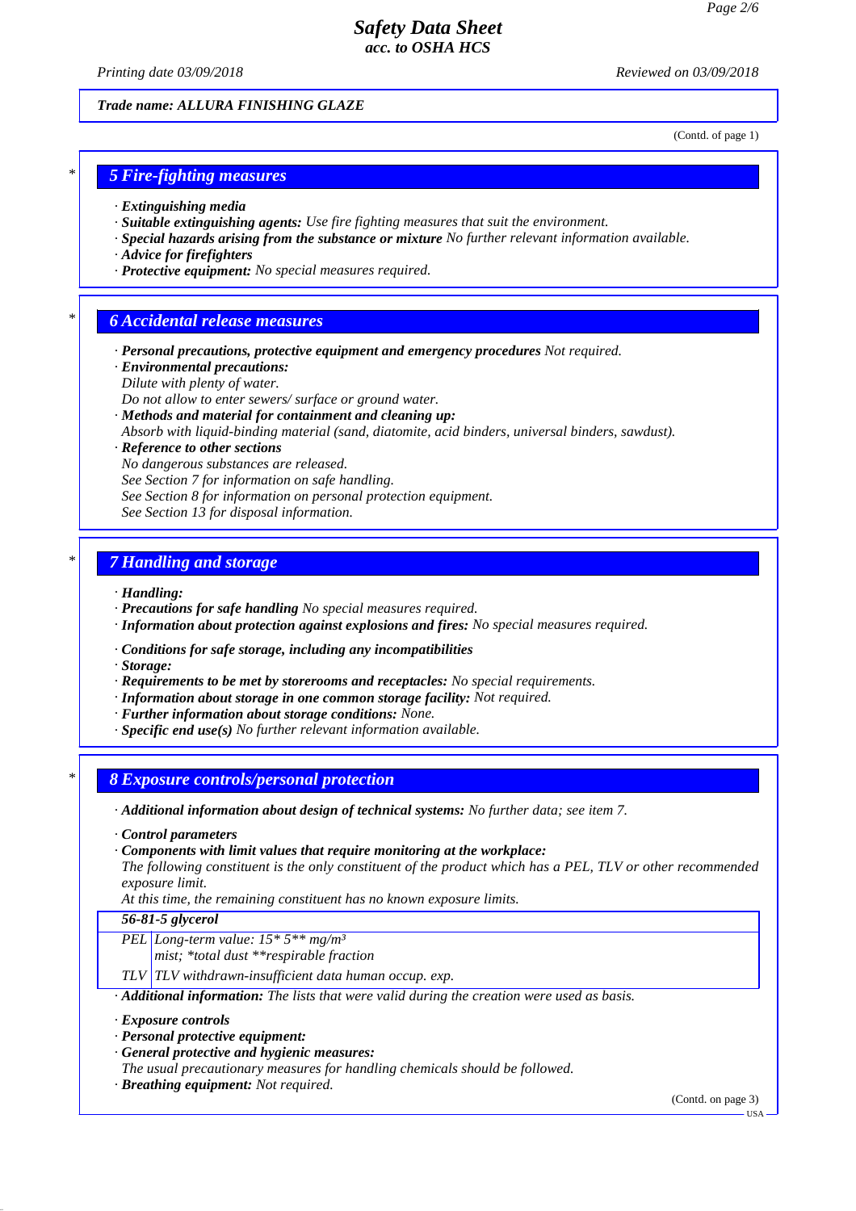Trade name: ALLURA FINISHING GLAZE

(Contd. of page 1)

## 5 Fire-fighting measures

· **Extinguishing media**
· **Suitable extinguishing agents:** Use fire fighting measures that suit the environment.
· **Special hazards arising from the substance or mixture** No further relevant information available.
· **Advice for firefighters**
· **Protective equipment:** No special measures required.

## 6 Accidental release measures

· **Personal precautions, protective equipment and emergency procedures** Not required.
· **Environmental precautions:**
Dilute with plenty of water.
Do not allow to enter sewers/ surface or ground water.
· **Methods and material for containment and cleaning up:**
Absorb with liquid-binding material (sand, diatomite, acid binders, universal binders, sawdust).
· **Reference to other sections**
No dangerous substances are released.
See Section 7 for information on safe handling.
See Section 8 for information on personal protection equipment.
See Section 13 for disposal information.

## 7 Handling and storage

· **Handling:**
· **Precautions for safe handling** No special measures required.
· **Information about protection against explosions and fires:** No special measures required.

· **Conditions for safe storage, including any incompatibilities**
· **Storage:**
· **Requirements to be met by storerooms and receptacles:** No special requirements.
· **Information about storage in one common storage facility:** Not required.
· **Further information about storage conditions:** None.
· **Specific end use(s)** No further relevant information available.

## 8 Exposure controls/personal protection

· **Additional information about design of technical systems:** No further data; see item 7.

· **Control parameters**
· **Components with limit values that require monitoring at the workplace:**
The following constituent is the only constituent of the product which has a PEL, TLV or other recommended exposure limit.
At this time, the remaining constituent has no known exposure limits.

| 56-81-5 glycerol | |
|---|---|
| PEL | Long-term value: 15* 5** mg/m³<br>mist; *total dust **respirable fraction |
| TLV | TLV withdrawn-insufficient data human occup. exp. |

· **Additional information:** The lists that were valid during the creation were used as basis.

· **Exposure controls**
· **Personal protective equipment:**
· **General protective and hygienic measures:**
The usual precautionary measures for handling chemicals should be followed.
· **Breathing equipment:** Not required.

(Contd. on page 3)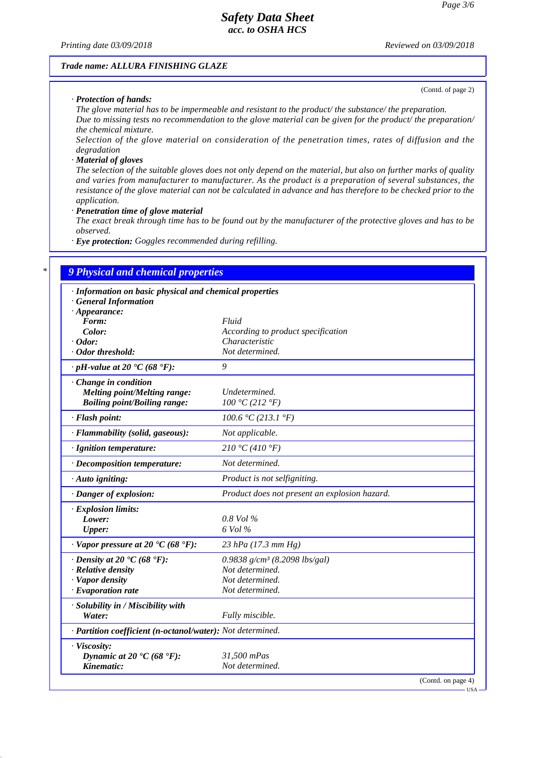**Trade name: ALLURA FINISHING GLAZE**

(Contd. of page 2)

· **Protection of hands:**
The glove material has to be impermeable and resistant to the product/ the substance/ the preparation.
Due to missing tests no recommendation to the glove material can be given for the product/ the preparation/ the chemical mixture.
Selection of the glove material on consideration of the penetration times, rates of diffusion and the degradation

· **Material of gloves**
The selection of the suitable gloves does not only depend on the material, but also on further marks of quality and varies from manufacturer to manufacturer. As the product is a preparation of several substances, the resistance of the glove material can not be calculated in advance and has therefore to be checked prior to the application.

· **Penetration time of glove material**
The exact break through time has to be found out by the manufacturer of the protective gloves and has to be observed.

· **Eye protection:** Goggles recommended during refilling.

## 9 Physical and chemical properties

| · Information on basic physical and chemical properties | |
|---|---|
| · General Information | |
| · Appearance: | |
| Form: | Fluid |
| Color: | According to product specification |
| · Odor: | Characteristic |
| · Odor threshold: | Not determined. |
| · pH-value at 20 °C (68 °F): | 9 |
| · Change in condition | |
| Melting point/Melting range: | Undetermined. |
| Boiling point/Boiling range: | 100 °C (212 °F) |
| · Flash point: | 100.6 °C (213.1 °F) |
| · Flammability (solid, gaseous): | Not applicable. |
| · Ignition temperature: | 210 °C (410 °F) |
| · Decomposition temperature: | Not determined. |
| · Auto igniting: | Product is not selfigniting. |
| · Danger of explosion: | Product does not present an explosion hazard. |
| · Explosion limits: | |
| Lower: | 0.8 Vol % |
| Upper: | 6 Vol % |
| · Vapor pressure at 20 °C (68 °F): | 23 hPa (17.3 mm Hg) |
| · Density at 20 °C (68 °F): | 0.9838 g/cm³ (8.2098 lbs/gal) |
| · Relative density | Not determined. |
| · Vapor density | Not determined. |
| · Evaporation rate | Not determined. |
| · Solubility in / Miscibility with | |
| Water: | Fully miscible. |
| · Partition coefficient (n-octanol/water): | Not determined. |
| · Viscosity: | |
| Dynamic at 20 °C (68 °F): | 31,500 mPas |
| Kinematic: | Not determined. |

(Contd. on page 4)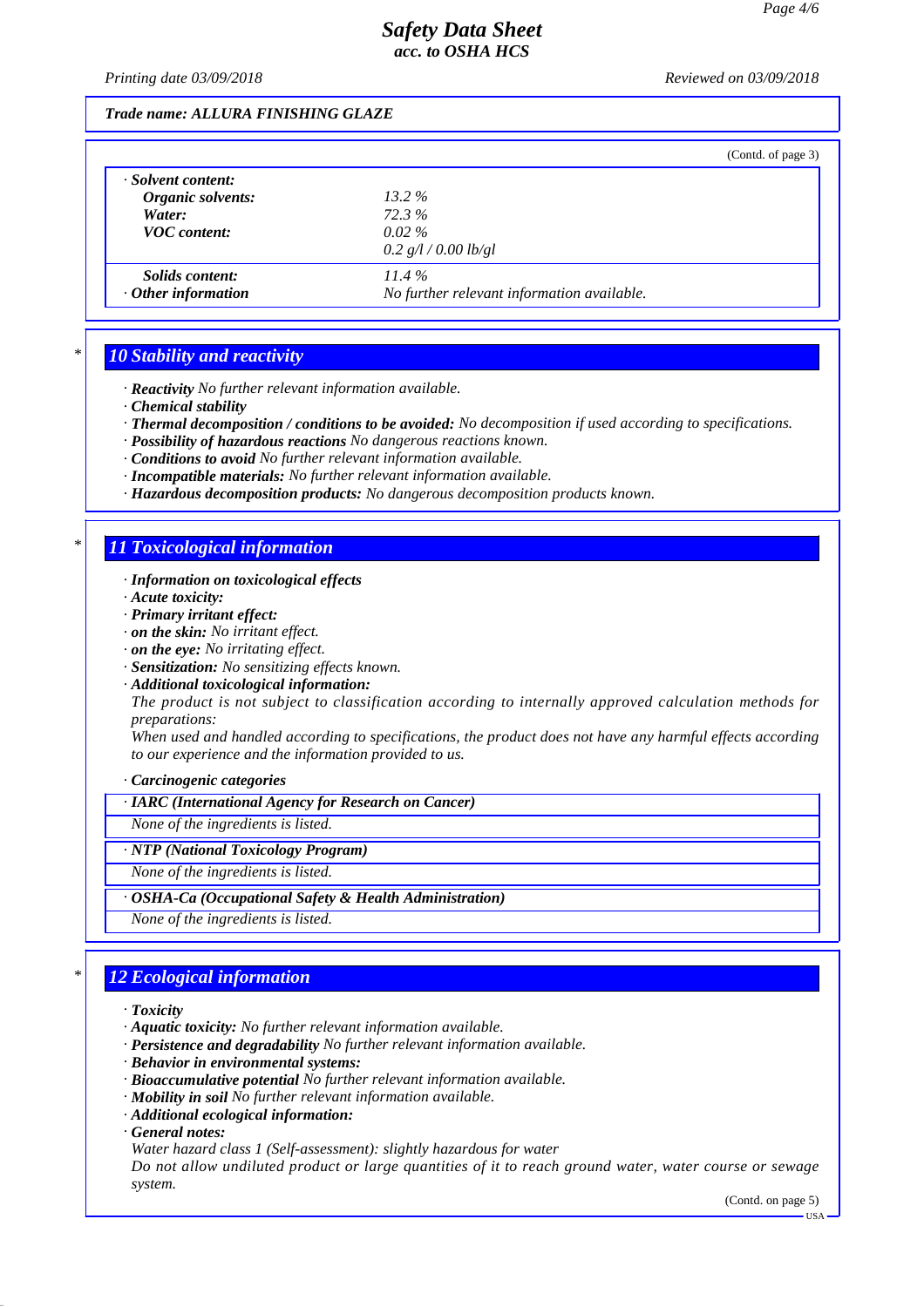Trade name: ALLURA FINISHING GLAZE

(Contd. of page 3)

| · **Solvent content:** | |
|---|---|
| **Organic solvents:** | 13.2 % |
| **Water:** | 72.3 % |
| **VOC content:** | 0.02 % |
| | 0.2 g/l / 0.00 lb/gl |
| **Solids content:** | 11.4 % |
| · **Other information** | No further relevant information available. |

## 10 Stability and reactivity

- · **Reactivity** No further relevant information available.
- · **Chemical stability**
- · **Thermal decomposition / conditions to be avoided:** No decomposition if used according to specifications.
- · **Possibility of hazardous reactions** No dangerous reactions known.
- · **Conditions to avoid** No further relevant information available.
- · **Incompatible materials:** No further relevant information available.
- · **Hazardous decomposition products:** No dangerous decomposition products known.

## 11 Toxicological information

- · **Information on toxicological effects**
- · **Acute toxicity:**
- · **Primary irritant effect:**
- · **on the skin:** No irritant effect.
- · **on the eye:** No irritating effect.
- · **Sensitization:** No sensitizing effects known.
- · **Additional toxicological information:**

  The product is not subject to classification according to internally approved calculation methods for preparations:

  When used and handled according to specifications, the product does not have any harmful effects according to our experience and the information provided to us.

- · **Carcinogenic categories**

| · **IARC (International Agency for Research on Cancer)** |
|---|
| None of the ingredients is listed. |

| · **NTP (National Toxicology Program)** |
|---|
| None of the ingredients is listed. |

| · **OSHA-Ca (Occupational Safety & Health Administration)** |
|---|
| None of the ingredients is listed. |

## 12 Ecological information

- · **Toxicity**
- · **Aquatic toxicity:** No further relevant information available.
- · **Persistence and degradability** No further relevant information available.
- · **Behavior in environmental systems:**
- · **Bioaccumulative potential** No further relevant information available.
- · **Mobility in soil** No further relevant information available.
- · **Additional ecological information:**
- · **General notes:**

  Water hazard class 1 (Self-assessment): slightly hazardous for water

  Do not allow undiluted product or large quantities of it to reach ground water, water course or sewage system.

(Contd. on page 5)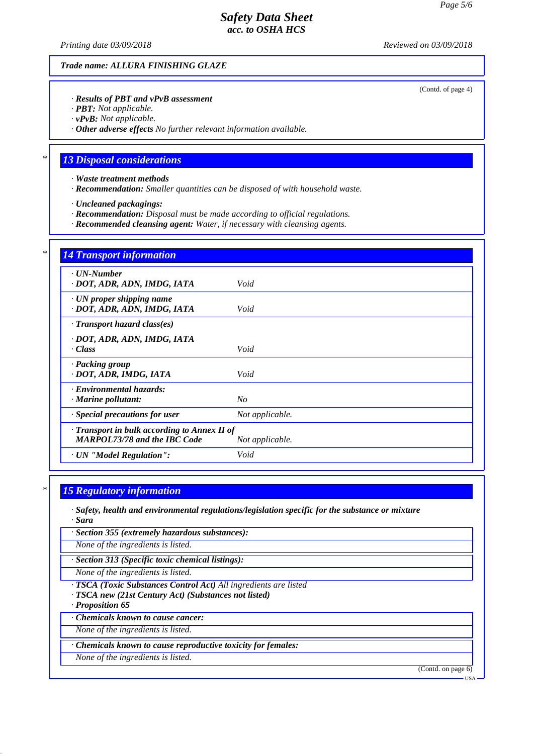Trade name: ALLURA FINISHING GLAZE

(Contd. of page 4)

· **Results of PBT and vPvB assessment**
· **PBT:** Not applicable.
· **vPvB:** Not applicable.
· **Other adverse effects** No further relevant information available.

## 13 Disposal considerations

· **Waste treatment methods**
· **Recommendation:** Smaller quantities can be disposed of with household waste.

· **Uncleaned packagings:**
· **Recommendation:** Disposal must be made according to official regulations.
· **Recommended cleansing agent:** Water, if necessary with cleansing agents.

## 14 Transport information

| | |
|---|---|
| · **UN-Number**<br>· **DOT, ADR, ADN, IMDG, IATA** | Void |
| · **UN proper shipping name**<br>· **DOT, ADR, ADN, IMDG, IATA** | Void |
| · **Transport hazard class(es)**<br>· **DOT, ADR, ADN, IMDG, IATA**<br>· **Class** | Void |
| · **Packing group**<br>· **DOT, ADR, IMDG, IATA** | Void |
| · **Environmental hazards:**<br>· **Marine pollutant:** | No |
| · **Special precautions for user** | Not applicable. |
| · **Transport in bulk according to Annex II of MARPOL73/78 and the IBC Code** | Not applicable. |
| · **UN "Model Regulation":** | Void |

## 15 Regulatory information

· **Safety, health and environmental regulations/legislation specific for the substance or mixture**
· **Sara**

· **Section 355 (extremely hazardous substances):**
None of the ingredients is listed.

· **Section 313 (Specific toxic chemical listings):**
None of the ingredients is listed.

· **TSCA (Toxic Substances Control Act)** All ingredients are listed
· **TSCA new (21st Century Act) (Substances not listed)**
· **Proposition 65**

· **Chemicals known to cause cancer:**
None of the ingredients is listed.

· **Chemicals known to cause reproductive toxicity for females:**
None of the ingredients is listed.

(Contd. on page 6)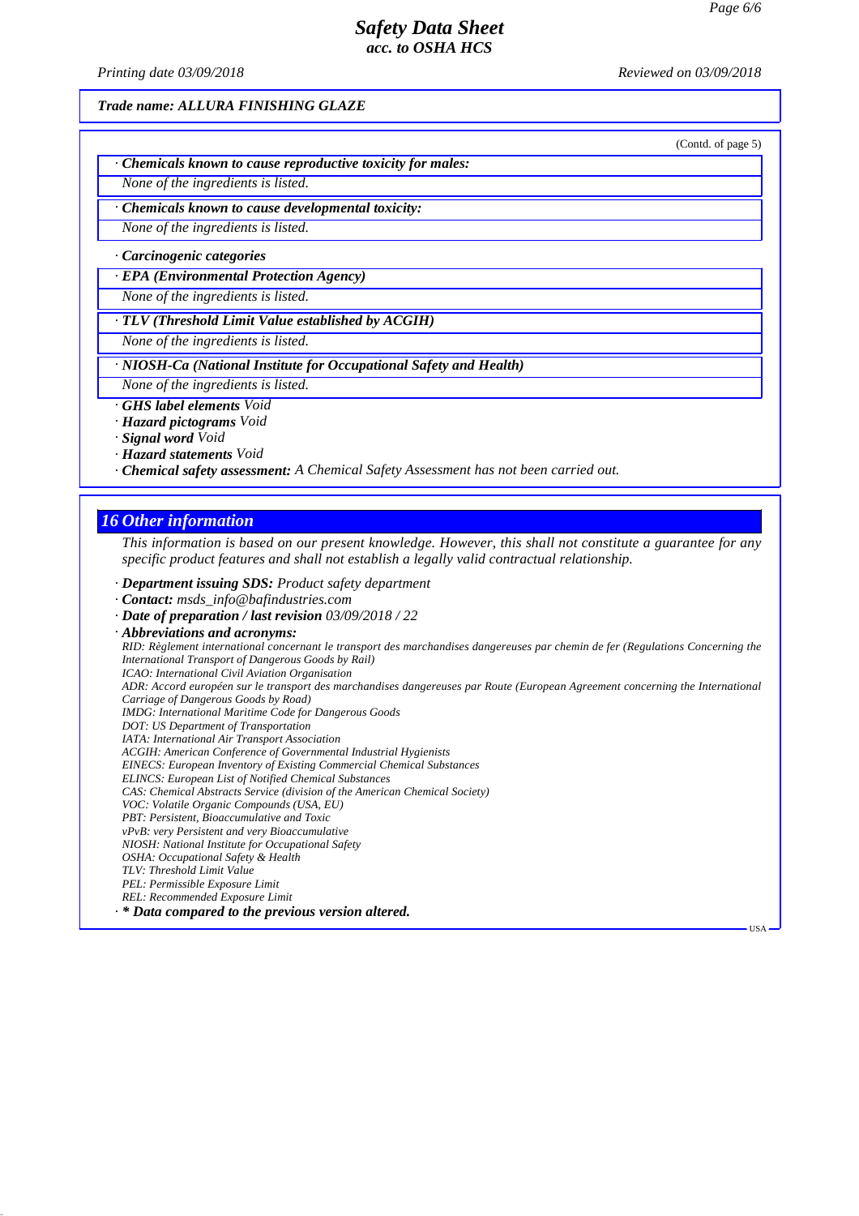**Trade name: ALLURA FINISHING GLAZE**

(Contd. of page 5)

· ***Chemicals known to cause reproductive toxicity for males:***

*None of the ingredients is listed.*

· ***Chemicals known to cause developmental toxicity:***

*None of the ingredients is listed.*

· ***Carcinogenic categories***

· ***EPA (Environmental Protection Agency)***

*None of the ingredients is listed.*

· ***TLV (Threshold Limit Value established by ACGIH)***

*None of the ingredients is listed.*

· ***NIOSH-Ca (National Institute for Occupational Safety and Health)***

*None of the ingredients is listed.*

· ***GHS label elements*** *Void*
· ***Hazard pictograms*** *Void*
· ***Signal word*** *Void*
· ***Hazard statements*** *Void*
· ***Chemical safety assessment:*** *A Chemical Safety Assessment has not been carried out.*

## 16 Other information

*This information is based on our present knowledge. However, this shall not constitute a guarantee for any specific product features and shall not establish a legally valid contractual relationship.*

· ***Department issuing SDS:*** *Product safety department*
· ***Contact:*** *msds_info@bafindustries.com*
· ***Date of preparation / last revision*** *03/09/2018 / 22*
· ***Abbreviations and acronyms:***

*RID: Règlement international concernant le transport des marchandises dangereuses par chemin de fer (Regulations Concerning the International Transport of Dangerous Goods by Rail)*
*ICAO: International Civil Aviation Organisation*
*ADR: Accord européen sur le transport des marchandises dangereuses par Route (European Agreement concerning the International Carriage of Dangerous Goods by Road)*
*IMDG: International Maritime Code for Dangerous Goods*
*DOT: US Department of Transportation*
*IATA: International Air Transport Association*
*ACGIH: American Conference of Governmental Industrial Hygienists*
*EINECS: European Inventory of Existing Commercial Chemical Substances*
*ELINCS: European List of Notified Chemical Substances*
*CAS: Chemical Abstracts Service (division of the American Chemical Society)*
*VOC: Volatile Organic Compounds (USA, EU)*
*PBT: Persistent, Bioaccumulative and Toxic*
*vPvB: very Persistent and very Bioaccumulative*
*NIOSH: National Institute for Occupational Safety*
*OSHA: Occupational Safety & Health*
*TLV: Threshold Limit Value*
*PEL: Permissible Exposure Limit*
*REL: Recommended Exposure Limit*

· ***\* Data compared to the previous version altered.***

USA